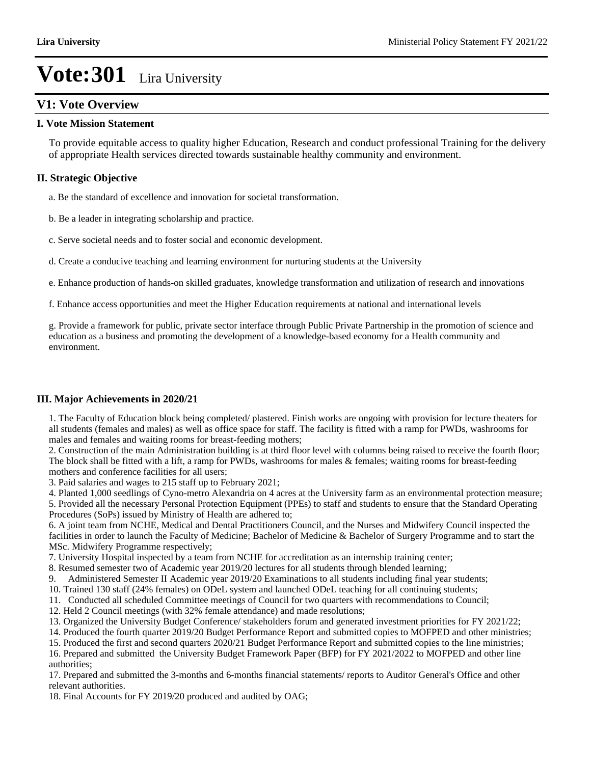# Vote:301 Lira University

## V1: Vote Overview

### I. Vote Mission Statement

To provide equitable access to quality higher Education, Research and conduct professional Training for the delivery of appropriate Health services directed towards sustainable healthy community and environment.

### II. Strategic Objective

a. Be the standard of excellence and innovation for societal transformation.

b. Be a leader in integrating scholarship and practice.

c. Serve societal needs and to foster social and economic development.

d. Create a conducive teaching and learning environment for nurturing students at the University

e. Enhance production of hands-on skilled graduates, knowledge transformation and utilization of research and innovations

f. Enhance access opportunities and meet the Higher Education requirements at national and international levels

g. Provide a framework for public, private sector interface through Public Private Partnership in the promotion of science and education as a business and promoting the development of a knowledge-based economy for a Health community and environment.

### III. Major Achievements in 2020/21

1. The Faculty of Education block being completed/ plastered. Finish works are ongoing with provision for lecture theaters for all students (females and males) as well as office space for staff. The facility is fitted with a ramp for PWDs, washrooms for males and females and waiting rooms for breast-feeding mothers;
2. Construction of the main Administration building is at third floor level with columns being raised to receive the fourth floor; The block shall be fitted with a lift, a ramp for PWDs, washrooms for males & females; waiting rooms for breast-feeding mothers and conference facilities for all users;
3. Paid salaries and wages to 215 staff up to February 2021;
4. Planted 1,000 seedlings of Cyno-metro Alexandria on 4 acres at the University farm as an environmental protection measure;
5. Provided all the necessary Personal Protection Equipment (PPEs) to staff and students to ensure that the Standard Operating Procedures (SoPs) issued by Ministry of Health are adhered to;
6. A joint team from NCHE, Medical and Dental Practitioners Council, and the Nurses and Midwifery Council inspected the facilities in order to launch the Faculty of Medicine; Bachelor of Medicine & Bachelor of Surgery Programme and to start the MSc. Midwifery Programme respectively;
7. University Hospital inspected by a team from NCHE for accreditation as an internship training center;
8. Resumed semester two of Academic year 2019/20 lectures for all students through blended learning;
9. Administered Semester II Academic year 2019/20 Examinations to all students including final year students;
10. Trained 130 staff (24% females) on ODeL system and launched ODeL teaching for all continuing students;
11. Conducted all scheduled Committee meetings of Council for two quarters with recommendations to Council;
12. Held 2 Council meetings (with 32% female attendance) and made resolutions;
13. Organized the University Budget Conference/ stakeholders forum and generated investment priorities for FY 2021/22;
14. Produced the fourth quarter 2019/20 Budget Performance Report and submitted copies to MOFPED and other ministries;
15. Produced the first and second quarters 2020/21 Budget Performance Report and submitted copies to the line ministries;
16. Prepared and submitted the University Budget Framework Paper (BFP) for FY 2021/2022 to MOFPED and other line authorities;
17. Prepared and submitted the 3-months and 6-months financial statements/ reports to Auditor General's Office and other relevant authorities.
18. Final Accounts for FY 2019/20 produced and audited by OAG;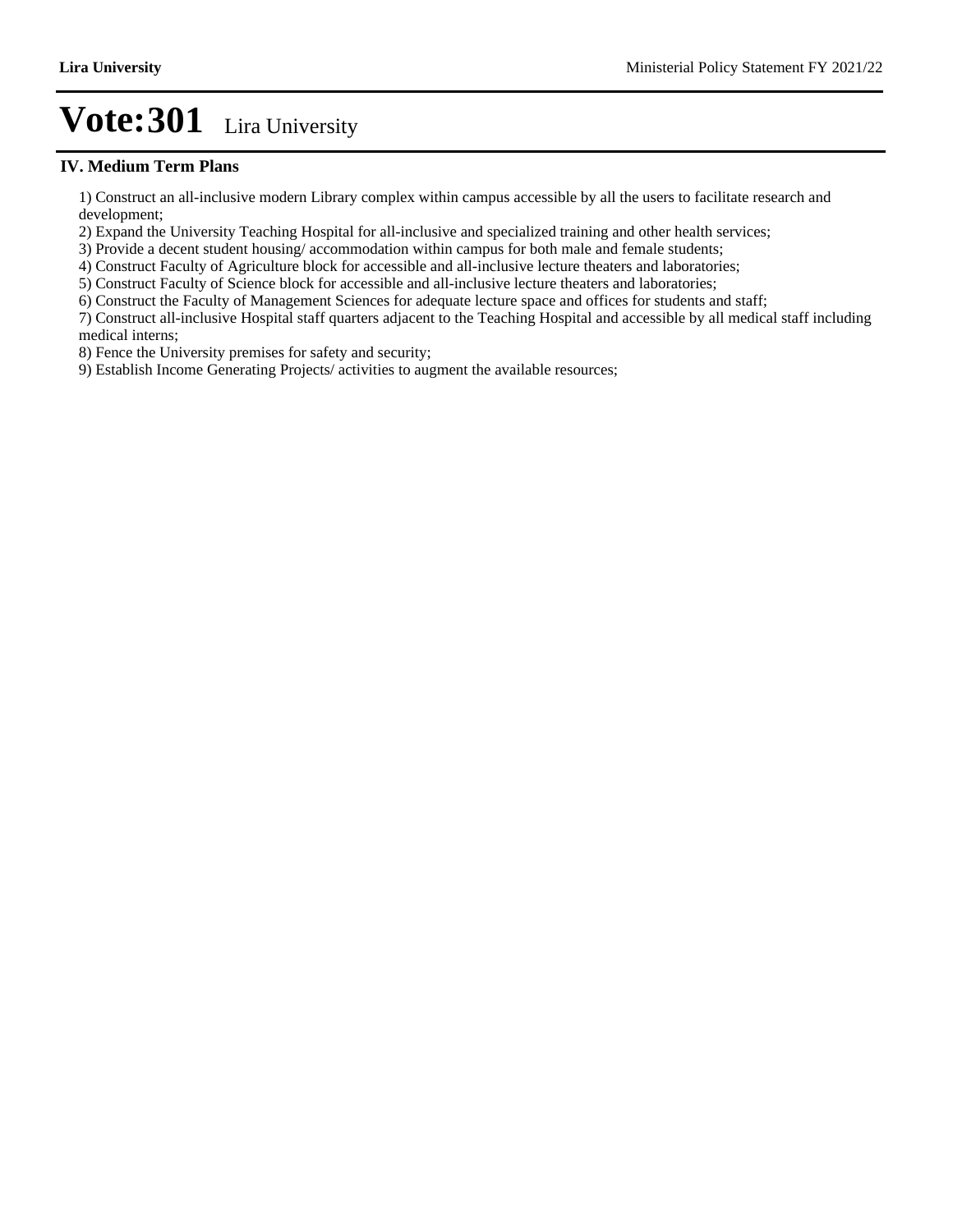# Vote:301 Lira University

## IV. Medium Term Plans

1) Construct an all-inclusive modern Library complex within campus accessible by all the users to facilitate research and development;
2) Expand the University Teaching Hospital for all-inclusive and specialized training and other health services;
3) Provide a decent student housing/ accommodation within campus for both male and female students;
4) Construct Faculty of Agriculture block for accessible and all-inclusive lecture theaters and laboratories;
5) Construct Faculty of Science block for accessible and all-inclusive lecture theaters and laboratories;
6) Construct the Faculty of Management Sciences for adequate lecture space and offices for students and staff;
7) Construct all-inclusive Hospital staff quarters adjacent to the Teaching Hospital and accessible by all medical staff including medical interns;
8) Fence the University premises for safety and security;
9) Establish Income Generating Projects/ activities to augment the available resources;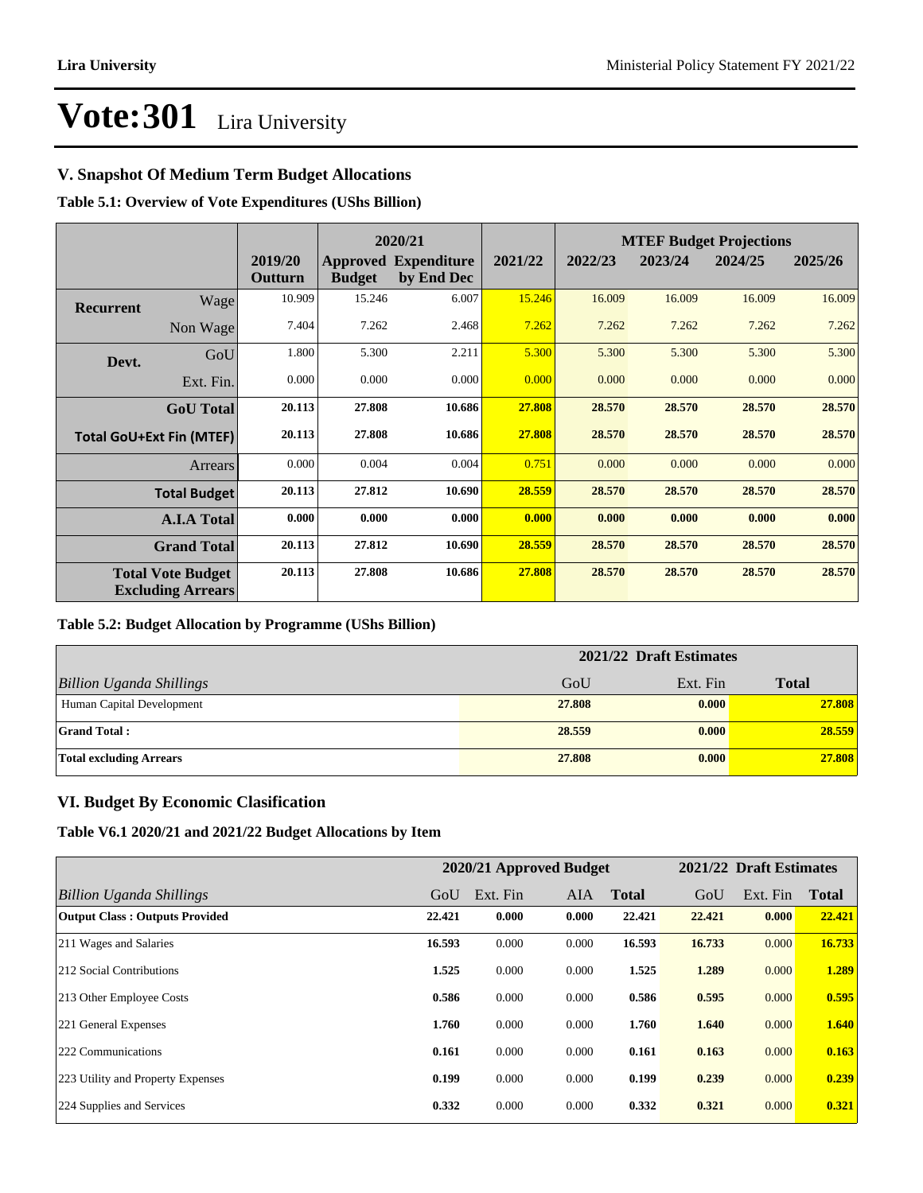# Vote:301 Lira University

## V. Snapshot Of Medium Term Budget Allocations

**Table 5.1: Overview of Vote Expenditures (UShs Billion)**

| | | | 2020/21 | | | MTEF Budget Projections | | | |
|---|---|---|---|---|---|---|---|---|---|
| | | 2019/20 Outturn | Approved Budget | Expenditure by End Dec | 2021/22 | 2022/23 | 2023/24 | 2024/25 | 2025/26 |
| Recurrent | Wage | 10.909 | 15.246 | 6.007 | 15.246 | 16.009 | 16.009 | 16.009 | 16.009 |
| | Non Wage | 7.404 | 7.262 | 2.468 | 7.262 | 7.262 | 7.262 | 7.262 | 7.262 |
| Devt. | GoU | 1.800 | 5.300 | 2.211 | 5.300 | 5.300 | 5.300 | 5.300 | 5.300 |
| | Ext. Fin. | 0.000 | 0.000 | 0.000 | 0.000 | 0.000 | 0.000 | 0.000 | 0.000 |
| | **GoU Total** | **20.113** | **27.808** | **10.686** | **27.808** | **28.570** | **28.570** | **28.570** | **28.570** |
| **Total GoU+Ext Fin (MTEF)** | | **20.113** | **27.808** | **10.686** | **27.808** | **28.570** | **28.570** | **28.570** | **28.570** |
| | Arrears | 0.000 | 0.004 | 0.004 | 0.751 | 0.000 | 0.000 | 0.000 | 0.000 |
| | **Total Budget** | **20.113** | **27.812** | **10.690** | **28.559** | **28.570** | **28.570** | **28.570** | **28.570** |
| | **A.I.A Total** | **0.000** | **0.000** | **0.000** | **0.000** | **0.000** | **0.000** | **0.000** | **0.000** |
| | **Grand Total** | **20.113** | **27.812** | **10.690** | **28.559** | **28.570** | **28.570** | **28.570** | **28.570** |
| **Total Vote Budget Excluding Arrears** | | **20.113** | **27.808** | **10.686** | **27.808** | **28.570** | **28.570** | **28.570** | **28.570** |

**Table 5.2: Budget Allocation by Programme (UShs Billion)**

| | 2021/22 Draft Estimates | | |
|---|---|---|---|
| *Billion Uganda Shillings* | GoU | Ext. Fin | **Total** |
| Human Capital Development | **27.808** | **0.000** | **27.808** |
| **Grand Total :** | **28.559** | **0.000** | **28.559** |
| **Total excluding Arrears** | **27.808** | **0.000** | **27.808** |

## VI. Budget By Economic Clasification

**Table V6.1 2020/21 and 2021/22 Budget Allocations by Item**

| | 2020/21 Approved Budget | | | | 2021/22 Draft Estimates | | |
|---|---|---|---|---|---|---|---|
| *Billion Uganda Shillings* | GoU | Ext. Fin | AIA | **Total** | GoU | Ext. Fin | **Total** |
| **Output Class : Outputs Provided** | **22.421** | **0.000** | **0.000** | **22.421** | **22.421** | **0.000** | **22.421** |
| 211 Wages and Salaries | **16.593** | 0.000 | 0.000 | **16.593** | **16.733** | 0.000 | **16.733** |
| 212 Social Contributions | **1.525** | 0.000 | 0.000 | **1.525** | **1.289** | 0.000 | **1.289** |
| 213 Other Employee Costs | **0.586** | 0.000 | 0.000 | **0.586** | **0.595** | 0.000 | **0.595** |
| 221 General Expenses | **1.760** | 0.000 | 0.000 | **1.760** | **1.640** | 0.000 | **1.640** |
| 222 Communications | **0.161** | 0.000 | 0.000 | **0.161** | **0.163** | 0.000 | **0.163** |
| 223 Utility and Property Expenses | **0.199** | 0.000 | 0.000 | **0.199** | **0.239** | 0.000 | **0.239** |
| 224 Supplies and Services | **0.332** | 0.000 | 0.000 | **0.332** | **0.321** | 0.000 | **0.321** |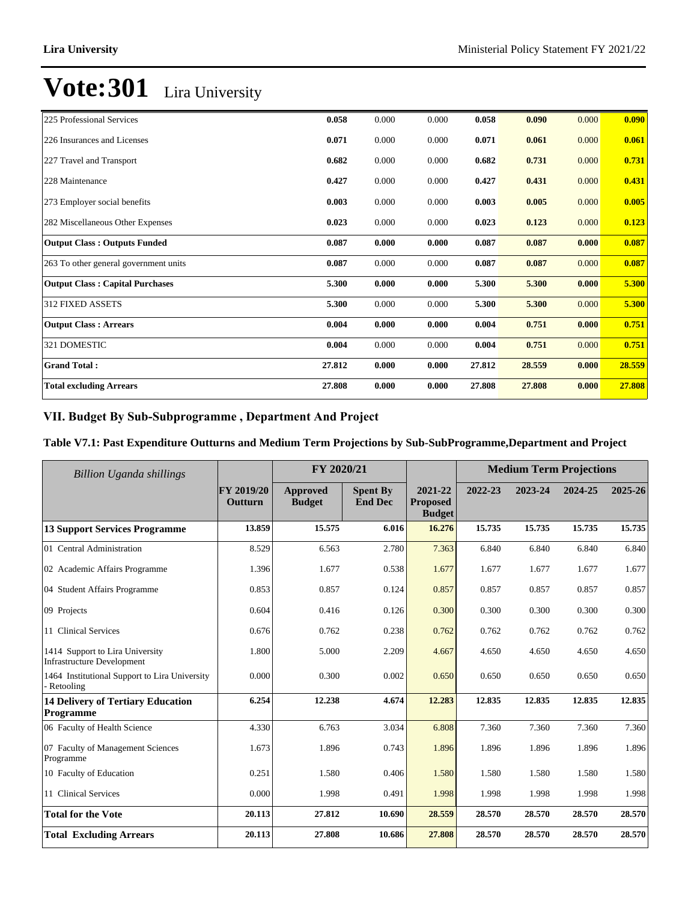# Vote:301 Lira University

| | | | | | | | |
|---|---|---|---|---|---|---|---|
| 225 Professional Services | **0.058** | 0.000 | 0.000 | **0.058** | **0.090** | 0.000 | **0.090** |
| 226 Insurances and Licenses | **0.071** | 0.000 | 0.000 | **0.071** | **0.061** | 0.000 | **0.061** |
| 227 Travel and Transport | **0.682** | 0.000 | 0.000 | **0.682** | **0.731** | 0.000 | **0.731** |
| 228 Maintenance | **0.427** | 0.000 | 0.000 | **0.427** | **0.431** | 0.000 | **0.431** |
| 273 Employer social benefits | **0.003** | 0.000 | 0.000 | **0.003** | **0.005** | 0.000 | **0.005** |
| 282 Miscellaneous Other Expenses | **0.023** | 0.000 | 0.000 | **0.023** | **0.123** | 0.000 | **0.123** |
| **Output Class : Outputs Funded** | **0.087** | **0.000** | **0.000** | **0.087** | **0.087** | **0.000** | **0.087** |
| 263 To other general government units | **0.087** | 0.000 | 0.000 | **0.087** | **0.087** | 0.000 | **0.087** |
| **Output Class : Capital Purchases** | **5.300** | **0.000** | **0.000** | **5.300** | **5.300** | **0.000** | **5.300** |
| 312 FIXED ASSETS | **5.300** | 0.000 | 0.000 | **5.300** | **5.300** | 0.000 | **5.300** |
| **Output Class : Arrears** | **0.004** | **0.000** | **0.000** | **0.004** | **0.751** | **0.000** | **0.751** |
| 321 DOMESTIC | **0.004** | 0.000 | 0.000 | **0.004** | **0.751** | 0.000 | **0.751** |
| **Grand Total :** | **27.812** | **0.000** | **0.000** | **27.812** | **28.559** | **0.000** | **28.559** |
| **Total excluding Arrears** | **27.808** | **0.000** | **0.000** | **27.808** | **27.808** | **0.000** | **27.808** |

## VII. Budget By Sub-Subprogramme , Department And Project

### Table V7.1: Past Expenditure Outturns and Medium Term Projections by Sub-SubProgramme,Department and Project

| *Billion Uganda shillings* | | FY 2020/21 | | | Medium Term Projections | | | |
|---|---|---|---|---|---|---|---|---|
| | **FY 2019/20 Outturn** | **Approved Budget** | **Spent By End Dec** | **2021-22 Proposed Budget** | **2022-23** | **2023-24** | **2024-25** | **2025-26** |
| **13 Support Services Programme** | **13.859** | **15.575** | **6.016** | **16.276** | **15.735** | **15.735** | **15.735** | **15.735** |
| 01 Central Administration | 8.529 | 6.563 | 2.780 | 7.363 | 6.840 | 6.840 | 6.840 | 6.840 |
| 02 Academic Affairs Programme | 1.396 | 1.677 | 0.538 | 1.677 | 1.677 | 1.677 | 1.677 | 1.677 |
| 04 Student Affairs Programme | 0.853 | 0.857 | 0.124 | 0.857 | 0.857 | 0.857 | 0.857 | 0.857 |
| 09 Projects | 0.604 | 0.416 | 0.126 | 0.300 | 0.300 | 0.300 | 0.300 | 0.300 |
| 11 Clinical Services | 0.676 | 0.762 | 0.238 | 0.762 | 0.762 | 0.762 | 0.762 | 0.762 |
| 1414 Support to Lira University Infrastructure Development | 1.800 | 5.000 | 2.209 | 4.667 | 4.650 | 4.650 | 4.650 | 4.650 |
| 1464 Institutional Support to Lira University - Retooling | 0.000 | 0.300 | 0.002 | 0.650 | 0.650 | 0.650 | 0.650 | 0.650 |
| **14 Delivery of Tertiary Education Programme** | **6.254** | **12.238** | **4.674** | **12.283** | **12.835** | **12.835** | **12.835** | **12.835** |
| 06 Faculty of Health Science | 4.330 | 6.763 | 3.034 | 6.808 | 7.360 | 7.360 | 7.360 | 7.360 |
| 07 Faculty of Management Sciences Programme | 1.673 | 1.896 | 0.743 | 1.896 | 1.896 | 1.896 | 1.896 | 1.896 |
| 10 Faculty of Education | 0.251 | 1.580 | 0.406 | 1.580 | 1.580 | 1.580 | 1.580 | 1.580 |
| 11 Clinical Services | 0.000 | 1.998 | 0.491 | 1.998 | 1.998 | 1.998 | 1.998 | 1.998 |
| **Total for the Vote** | **20.113** | **27.812** | **10.690** | **28.559** | **28.570** | **28.570** | **28.570** | **28.570** |
| **Total Excluding Arrears** | **20.113** | **27.808** | **10.686** | **27.808** | **28.570** | **28.570** | **28.570** | **28.570** |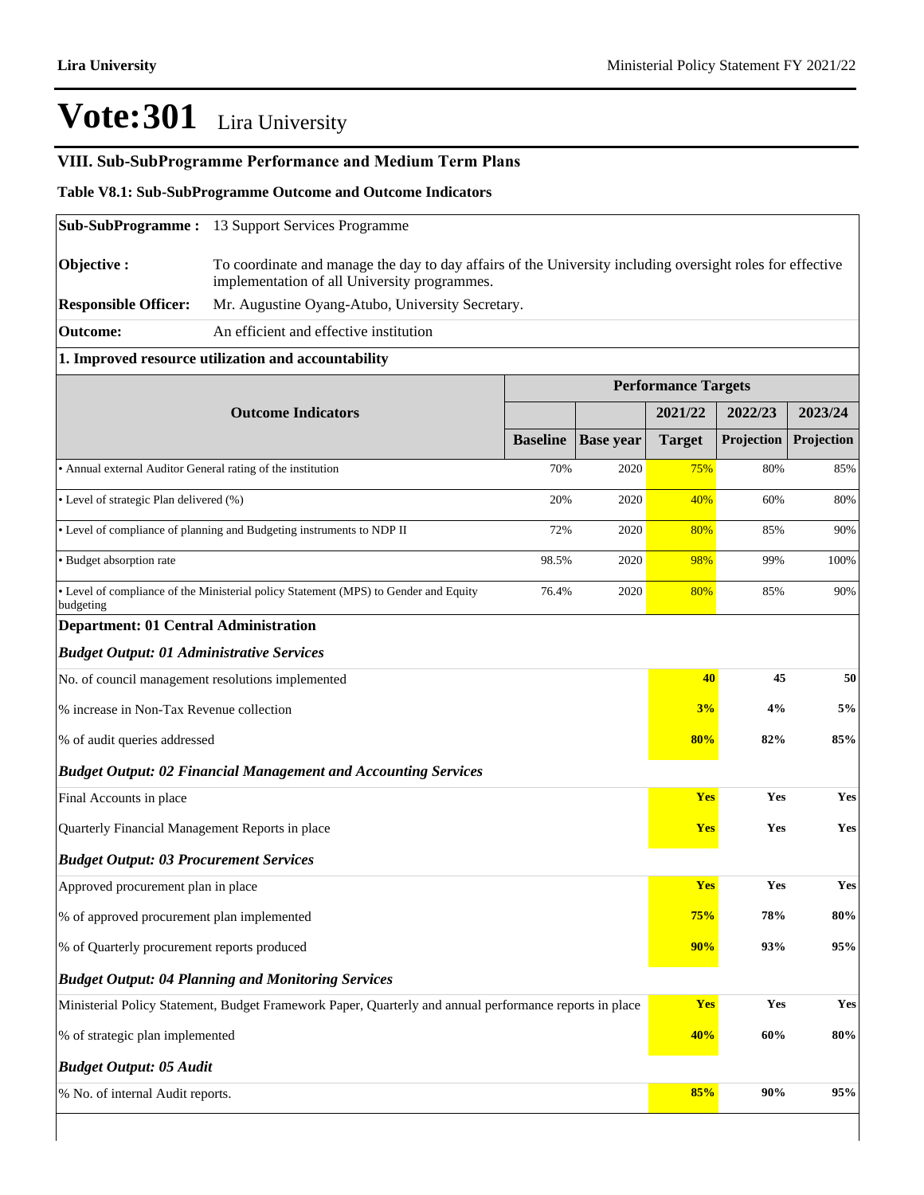# Vote:301 Lira University

## VIII. Sub-SubProgramme Performance and Medium Term Plans

### Table V8.1: Sub-SubProgramme Outcome and Outcome Indicators

**Sub-SubProgramme :** 13 Support Services Programme

**Objective :** To coordinate and manage the day to day affairs of the University including oversight roles for effective implementation of all University programmes.

**Responsible Officer:** Mr. Augustine Oyang-Atubo, University Secretary.

**Outcome:** An efficient and effective institution

**1. Improved resource utilization and accountability**

| Outcome Indicators | Performance Targets | | | | |
|---|---|---|---|---|---|
| | | | 2021/22 | 2022/23 | 2023/24 |
| | Baseline | Base year | Target | Projection | Projection |
| • Annual external Auditor General rating of the institution | 70% | 2020 | 75% | 80% | 85% |
| • Level of strategic Plan delivered (%) | 20% | 2020 | 40% | 60% | 80% |
| • Level of compliance of planning and Budgeting instruments to NDP II | 72% | 2020 | 80% | 85% | 90% |
| • Budget absorption rate | 98.5% | 2020 | 98% | 99% | 100% |
| • Level of compliance of the Ministerial policy Statement (MPS) to Gender and Equity budgeting | 76.4% | 2020 | 80% | 85% | 90% |

**Department: 01 Central Administration**

| | 2021/22 | 2022/23 | 2023/24 |
|---|---|---|---|
| ***Budget Output: 01 Administrative Services*** | | | |
| No. of council management resolutions implemented | 40 | 45 | 50 |
| % increase in Non-Tax Revenue collection | 3% | 4% | 5% |
| % of audit queries addressed | 80% | 82% | 85% |
| ***Budget Output: 02 Financial Management and Accounting Services*** | | | |
| Final Accounts in place | Yes | Yes | Yes |
| Quarterly Financial Management Reports in place | Yes | Yes | Yes |
| ***Budget Output: 03 Procurement Services*** | | | |
| Approved procurement plan in place | Yes | Yes | Yes |
| % of approved procurement plan implemented | 75% | 78% | 80% |
| % of Quarterly procurement reports produced | 90% | 93% | 95% |
| ***Budget Output: 04 Planning and Monitoring Services*** | | | |
| Ministerial Policy Statement, Budget Framework Paper, Quarterly and annual performance reports in place | Yes | Yes | Yes |
| % of strategic plan implemented | 40% | 60% | 80% |
| ***Budget Output: 05 Audit*** | | | |
| % No. of internal Audit reports. | 85% | 90% | 95% |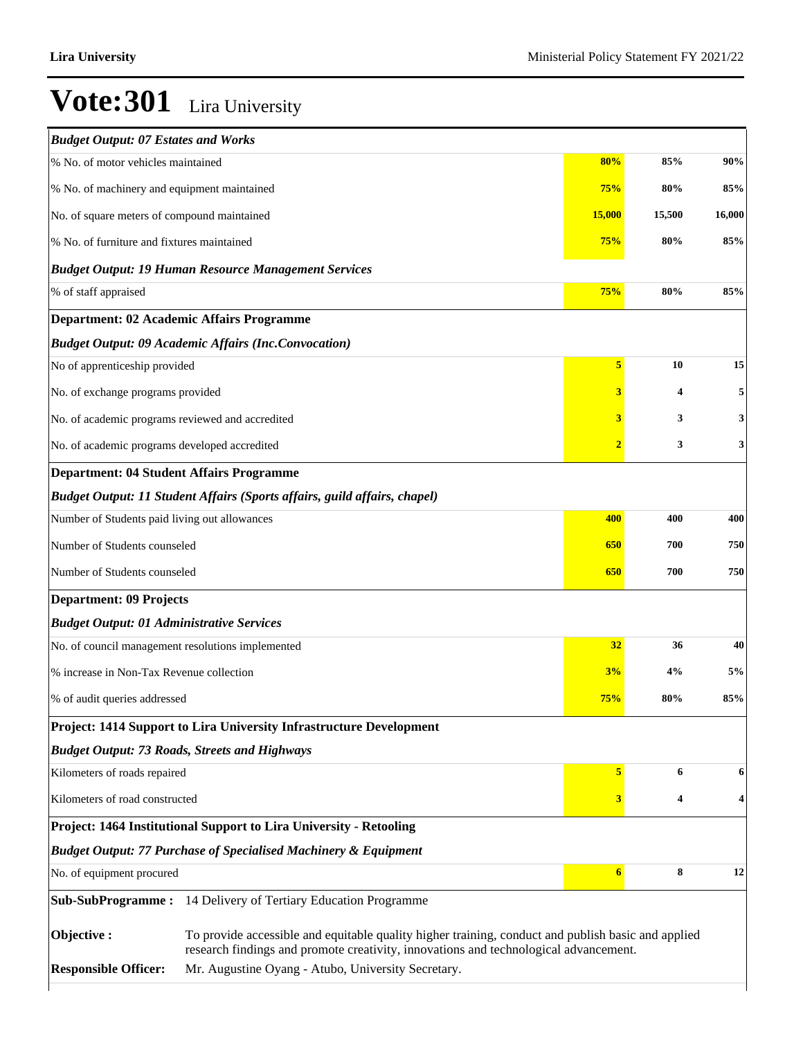# Vote:301 Lira University

| | | | |
|---|---|---|---|
| ***Budget Output: 07 Estates and Works*** | | | |
| % No. of motor vehicles maintained | **80%** | **85%** | **90%** |
| % No. of machinery and equipment maintained | **75%** | **80%** | **85%** |
| No. of square meters of compound maintained | **15,000** | **15,500** | **16,000** |
| % No. of furniture and fixtures maintained | **75%** | **80%** | **85%** |
| ***Budget Output: 19 Human Resource Management Services*** | | | |
| % of staff appraised | **75%** | **80%** | **85%** |
| **Department: 02 Academic Affairs Programme** | | | |
| ***Budget Output: 09 Academic Affairs (Inc.Convocation)*** | | | |
| No of apprenticeship provided | **5** | **10** | **15** |
| No. of exchange programs provided | **3** | **4** | **5** |
| No. of academic programs reviewed and accredited | **3** | **3** | **3** |
| No. of academic programs developed accredited | **2** | **3** | **3** |
| **Department: 04 Student Affairs Programme** | | | |
| ***Budget Output: 11 Student Affairs (Sports affairs, guild affairs, chapel)*** | | | |
| Number of Students paid living out allowances | **400** | **400** | **400** |
| Number of Students counseled | **650** | **700** | **750** |
| Number of Students counseled | **650** | **700** | **750** |
| **Department: 09 Projects** | | | |
| ***Budget Output: 01 Administrative Services*** | | | |
| No. of council management resolutions implemented | **32** | **36** | **40** |
| % increase in Non-Tax Revenue collection | **3%** | **4%** | **5%** |
| % of audit queries addressed | **75%** | **80%** | **85%** |
| **Project: 1414 Support to Lira University Infrastructure Development** | | | |
| ***Budget Output: 73 Roads, Streets and Highways*** | | | |
| Kilometers of roads repaired | **5** | **6** | **6** |
| Kilometers of road constructed | **3** | **4** | **4** |
| **Project: 1464 Institutional Support to Lira University - Retooling** | | | |
| ***Budget Output: 77 Purchase of Specialised Machinery & Equipment*** | | | |
| No. of equipment procured | **6** | **8** | **12** |

**Sub-SubProgramme :** 14 Delivery of Tertiary Education Programme

**Objective :** To provide accessible and equitable quality higher training, conduct and publish basic and applied research findings and promote creativity, innovations and technological advancement.

**Responsible Officer:** Mr. Augustine Oyang - Atubo, University Secretary.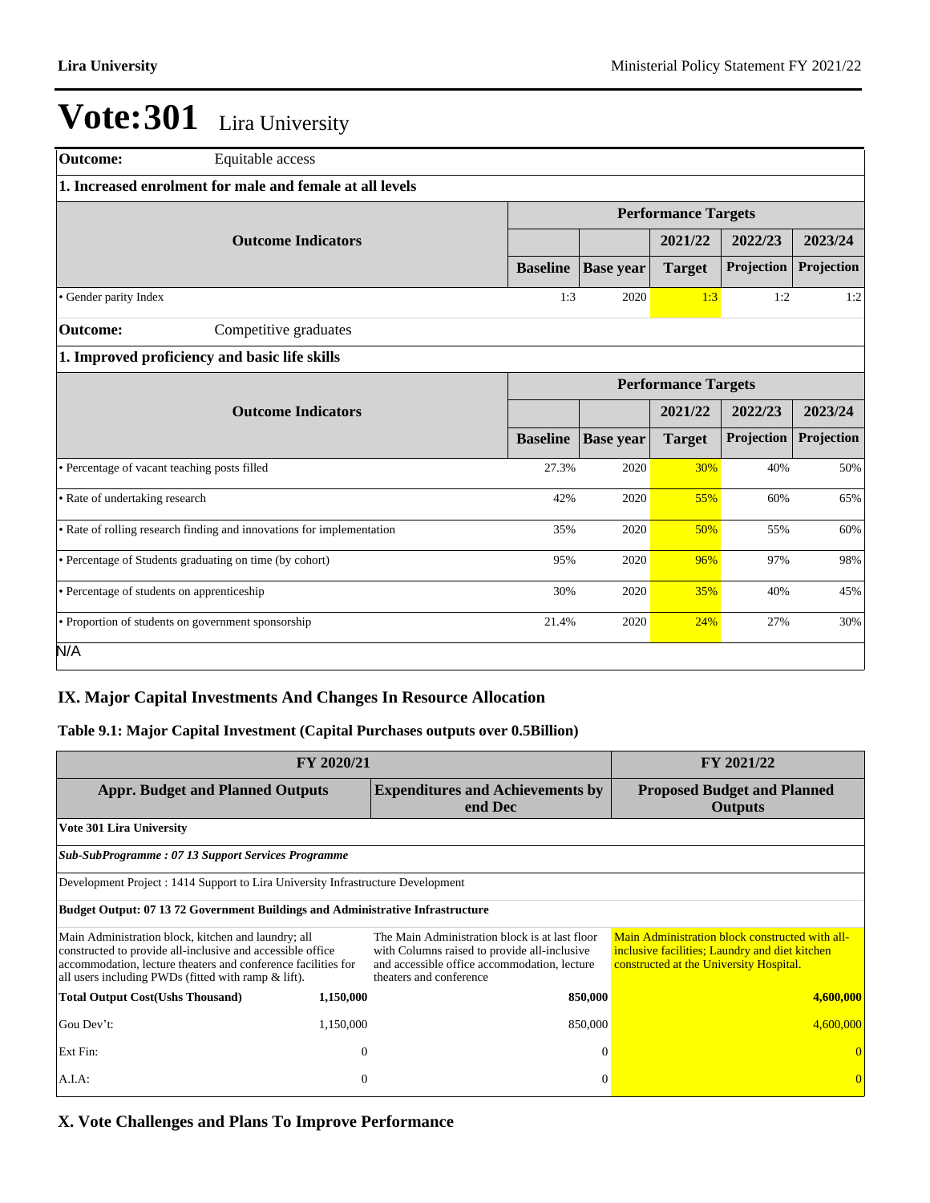# Vote:301 Lira University

**Outcome:** Equitable access

**1. Increased enrolment for male and female at all levels**

| Outcome Indicators | Performance Targets | | | | |
|---|---|---|---|---|---|
| | | | 2021/22 | 2022/23 | 2023/24 |
| | Baseline | Base year | Target | Projection | Projection |
| • Gender parity Index | 1:3 | 2020 | 1:3 | 1:2 | 1:2 |

**Outcome:** Competitive graduates

**1. Improved proficiency and basic life skills**

| Outcome Indicators | Performance Targets | | | | |
|---|---|---|---|---|---|
| | | | 2021/22 | 2022/23 | 2023/24 |
| | Baseline | Base year | Target | Projection | Projection |
| • Percentage of vacant teaching posts filled | 27.3% | 2020 | 30% | 40% | 50% |
| • Rate of undertaking research | 42% | 2020 | 55% | 60% | 65% |
| • Rate of rolling research finding and innovations for implementation | 35% | 2020 | 50% | 55% | 60% |
| • Percentage of Students graduating on time (by cohort) | 95% | 2020 | 96% | 97% | 98% |
| • Percentage of students on apprenticeship | 30% | 2020 | 35% | 40% | 45% |
| • Proportion of students on government sponsorship | 21.4% | 2020 | 24% | 27% | 30% |

N/A

## IX. Major Capital Investments And Changes In Resource Allocation

### Table 9.1: Major Capital Investment (Capital Purchases outputs over 0.5Billion)

| FY 2020/21 | | | FY 2021/22 |
|---|---|---|---|
| **Appr. Budget and Planned Outputs** | | **Expenditures and Achievements by end Dec** | **Proposed Budget and Planned Outputs** |
| **Vote 301 Lira University** | | | |
| ***Sub-SubProgramme : 07 13 Support Services Programme*** | | | |
| Development Project : 1414 Support to Lira University Infrastructure Development | | | |
| **Budget Output: 07 13 72 Government Buildings and Administrative Infrastructure** | | | |
| Main Administration block, kitchen and laundry; all constructed to provide all-inclusive and accessible office accommodation, lecture theaters and conference facilities for all users including PWDs (fitted with ramp & lift). | | The Main Administration block is at last floor with Columns raised to provide all-inclusive and accessible office accommodation, lecture theaters and conference | Main Administration block constructed with all-inclusive facilities; Laundry and diet kitchen constructed at the University Hospital. |
| **Total Output Cost(Ushs Thousand)** | **1,150,000** | **850,000** | **4,600,000** |
| Gou Dev't: | 1,150,000 | 850,000 | 4,600,000 |
| Ext Fin: | 0 | 0 | 0 |
| A.I.A: | 0 | 0 | 0 |

## X. Vote Challenges and Plans To Improve Performance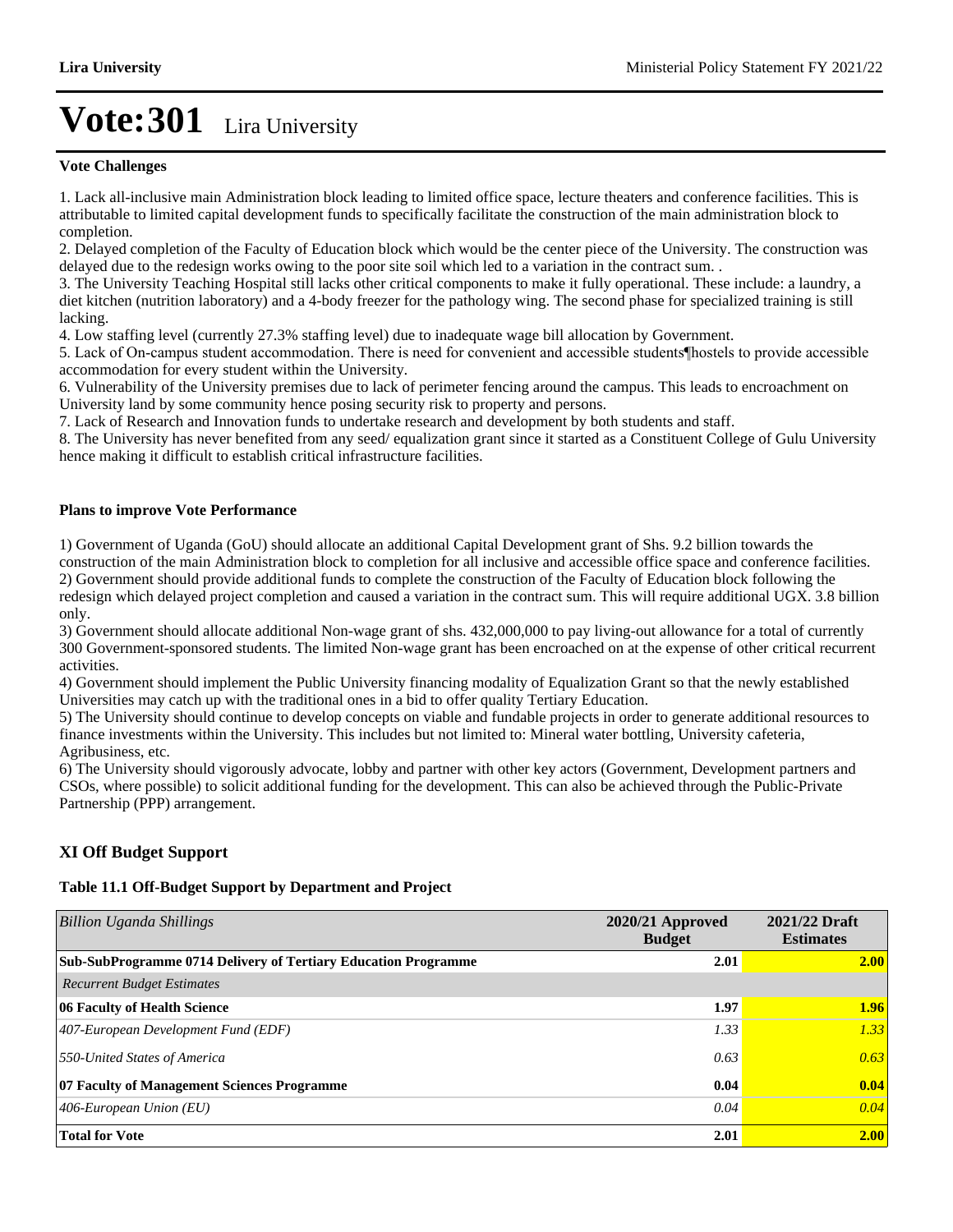# Vote:301 Lira University

**Vote Challenges**

1. Lack all-inclusive main Administration block leading to limited office space, lecture theaters and conference facilities. This is attributable to limited capital development funds to specifically facilitate the construction of the main administration block to completion.
2. Delayed completion of the Faculty of Education block which would be the center piece of the University. The construction was delayed due to the redesign works owing to the poor site soil which led to a variation in the contract sum. .
3. The University Teaching Hospital still lacks other critical components to make it fully operational. These include: a laundry, a diet kitchen (nutrition laboratory) and a 4-body freezer for the pathology wing. The second phase for specialized training is still lacking.
4. Low staffing level (currently 27.3% staffing level) due to inadequate wage bill allocation by Government.
5. Lack of On-campus student accommodation. There is need for convenient and accessible students¶hostels to provide accessible accommodation for every student within the University.
6. Vulnerability of the University premises due to lack of perimeter fencing around the campus. This leads to encroachment on University land by some community hence posing security risk to property and persons.
7. Lack of Research and Innovation funds to undertake research and development by both students and staff.
8. The University has never benefited from any seed/ equalization grant since it started as a Constituent College of Gulu University hence making it difficult to establish critical infrastructure facilities.

**Plans to improve Vote Performance**

1) Government of Uganda (GoU) should allocate an additional Capital Development grant of Shs. 9.2 billion towards the construction of the main Administration block to completion for all inclusive and accessible office space and conference facilities.
2) Government should provide additional funds to complete the construction of the Faculty of Education block following the redesign which delayed project completion and caused a variation in the contract sum. This will require additional UGX. 3.8 billion only.
3) Government should allocate additional Non-wage grant of shs. 432,000,000 to pay living-out allowance for a total of currently 300 Government-sponsored students. The limited Non-wage grant has been encroached on at the expense of other critical recurrent activities.
4) Government should implement the Public University financing modality of Equalization Grant so that the newly established Universities may catch up with the traditional ones in a bid to offer quality Tertiary Education.
5) The University should continue to develop concepts on viable and fundable projects in order to generate additional resources to finance investments within the University. This includes but not limited to: Mineral water bottling, University cafeteria, Agribusiness, etc.
6) The University should vigorously advocate, lobby and partner with other key actors (Government, Development partners and CSOs, where possible) to solicit additional funding for the development. This can also be achieved through the Public-Private Partnership (PPP) arrangement.

## XI Off Budget Support

**Table 11.1 Off-Budget Support by Department and Project**

| *Billion Uganda Shillings* | 2020/21 Approved Budget | 2021/22 Draft Estimates |
|---|---|---|
| **Sub-SubProgramme 0714 Delivery of Tertiary Education Programme** | **2.01** | **2.00** |
| *Recurrent Budget Estimates* | | |
| **06 Faculty of Health Science** | **1.97** | **1.96** |
| *407-European Development Fund (EDF)* | *1.33* | *1.33* |
| *550-United States of America* | *0.63* | *0.63* |
| **07 Faculty of Management Sciences Programme** | **0.04** | **0.04** |
| *406-European Union (EU)* | *0.04* | *0.04* |
| **Total for Vote** | **2.01** | **2.00** |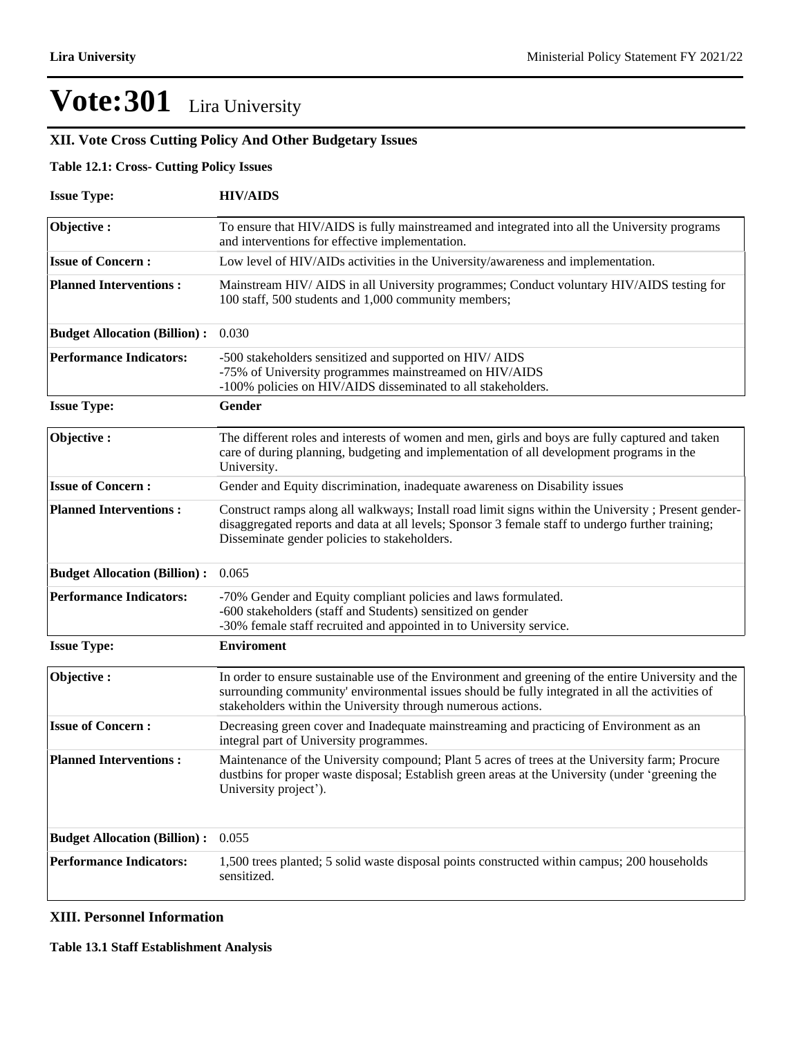# Vote:301 Lira University

## XII. Vote Cross Cutting Policy And Other Budgetary Issues

**Table 12.1: Cross- Cutting Policy Issues**

| **Issue Type:** | **HIV/AIDS** |
|---|---|
| **Objective :** | To ensure that HIV/AIDS is fully mainstreamed and integrated into all the University programs and interventions for effective implementation. |
| **Issue of Concern :** | Low level of HIV/AIDs activities in the University/awareness and implementation. |
| **Planned Interventions :** | Mainstream HIV/ AIDS in all University programmes; Conduct voluntary HIV/AIDS testing for 100 staff, 500 students and 1,000 community members; |
| **Budget Allocation (Billion) :** | 0.030 |
| **Performance Indicators:** | -500 stakeholders sensitized and supported on HIV/ AIDS<br>-75% of University programmes mainstreamed on HIV/AIDS<br>-100% policies on HIV/AIDS disseminated to all stakeholders. |

| **Issue Type:** | **Gender** |
|---|---|
| **Objective :** | The different roles and interests of women and men, girls and boys are fully captured and taken care of during planning, budgeting and implementation of all development programs in the University. |
| **Issue of Concern :** | Gender and Equity discrimination, inadequate awareness on Disability issues |
| **Planned Interventions :** | Construct ramps along all walkways; Install road limit signs within the University ; Present gender-disaggregated reports and data at all levels; Sponsor 3 female staff to undergo further training; Disseminate gender policies to stakeholders. |
| **Budget Allocation (Billion) :** | 0.065 |
| **Performance Indicators:** | -70% Gender and Equity compliant policies and laws formulated.<br>-600 stakeholders (staff and Students) sensitized on gender<br>-30% female staff recruited and appointed in to University service. |

| **Issue Type:** | **Enviroment** |
|---|---|
| **Objective :** | In order to ensure sustainable use of the Environment and greening of the entire University and the surrounding community' environmental issues should be fully integrated in all the activities of stakeholders within the University through numerous actions. |
| **Issue of Concern :** | Decreasing green cover and Inadequate mainstreaming and practicing of Environment as an integral part of University programmes. |
| **Planned Interventions :** | Maintenance of the University compound; Plant 5 acres of trees at the University farm; Procure dustbins for proper waste disposal; Establish green areas at the University (under 'greening the University project'). |
| **Budget Allocation (Billion) :** | 0.055 |
| **Performance Indicators:** | 1,500 trees planted; 5 solid waste disposal points constructed within campus; 200 households sensitized. |

## XIII. Personnel Information

**Table 13.1 Staff Establishment Analysis**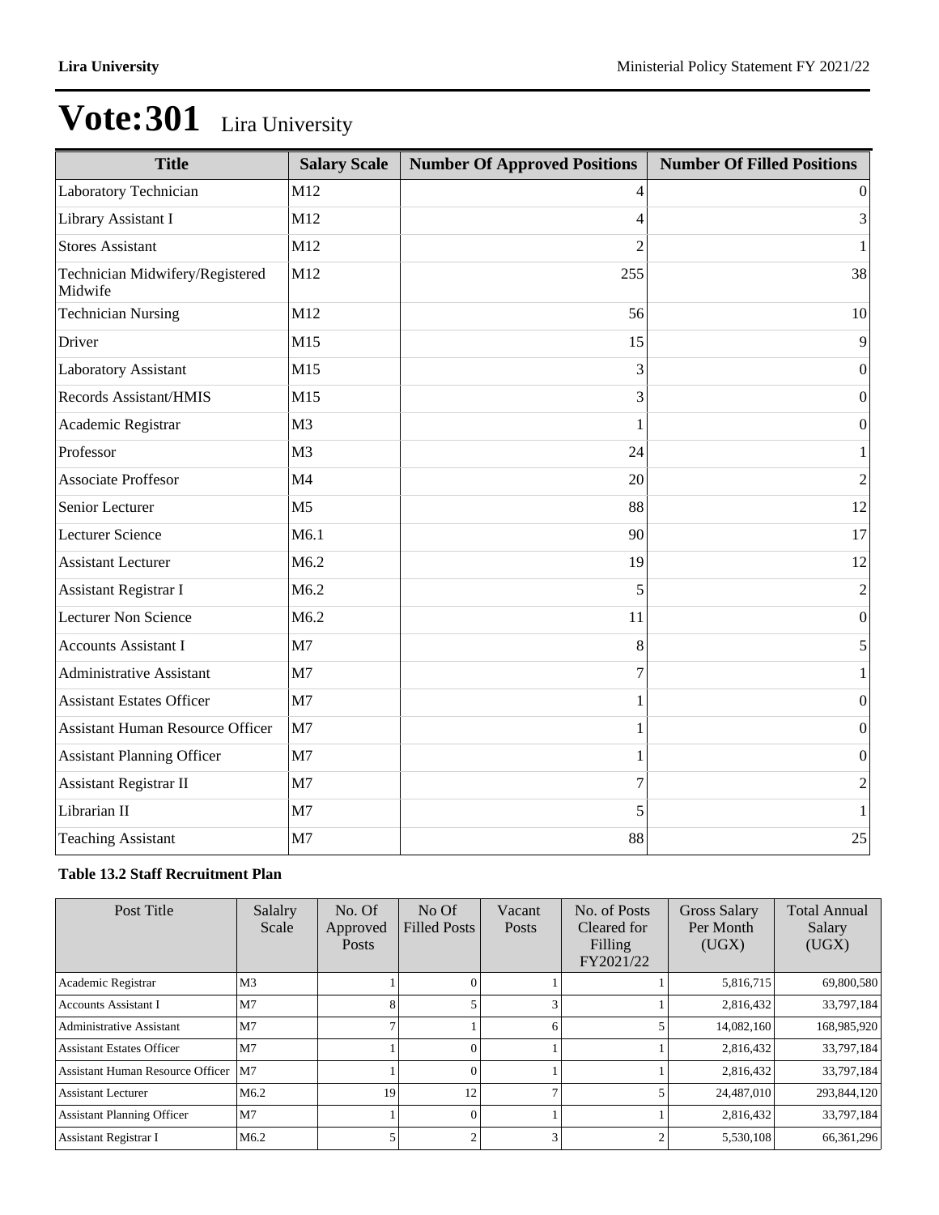# Vote:301 Lira University

| Title | Salary Scale | Number Of Approved Positions | Number Of Filled Positions |
|---|---|---|---|
| Laboratory Technician | M12 | 4 | 0 |
| Library Assistant I | M12 | 4 | 3 |
| Stores Assistant | M12 | 2 | 1 |
| Technician Midwifery/Registered Midwife | M12 | 255 | 38 |
| Technician Nursing | M12 | 56 | 10 |
| Driver | M15 | 15 | 9 |
| Laboratory Assistant | M15 | 3 | 0 |
| Records Assistant/HMIS | M15 | 3 | 0 |
| Academic Registrar | M3 | 1 | 0 |
| Professor | M3 | 24 | 1 |
| Associate Proffesor | M4 | 20 | 2 |
| Senior Lecturer | M5 | 88 | 12 |
| Lecturer Science | M6.1 | 90 | 17 |
| Assistant Lecturer | M6.2 | 19 | 12 |
| Assistant Registrar I | M6.2 | 5 | 2 |
| Lecturer Non Science | M6.2 | 11 | 0 |
| Accounts Assistant I | M7 | 8 | 5 |
| Administrative Assistant | M7 | 7 | 1 |
| Assistant Estates Officer | M7 | 1 | 0 |
| Assistant Human Resource Officer | M7 | 1 | 0 |
| Assistant Planning Officer | M7 | 1 | 0 |
| Assistant Registrar II | M7 | 7 | 2 |
| Librarian II | M7 | 5 | 1 |
| Teaching Assistant | M7 | 88 | 25 |

**Table 13.2 Staff Recruitment Plan**

| Post Title | Salalry Scale | No. Of Approved Posts | No Of Filled Posts | Vacant Posts | No. of Posts Cleared for Filling FY2021/22 | Gross Salary Per Month (UGX) | Total Annual Salary (UGX) |
|---|---|---|---|---|---|---|---|
| Academic Registrar | M3 | 1 | 0 | 1 | 1 | 5,816,715 | 69,800,580 |
| Accounts Assistant I | M7 | 8 | 5 | 3 | 1 | 2,816,432 | 33,797,184 |
| Administrative Assistant | M7 | 7 | 1 | 6 | 5 | 14,082,160 | 168,985,920 |
| Assistant Estates Officer | M7 | 1 | 0 | 1 | 1 | 2,816,432 | 33,797,184 |
| Assistant Human Resource Officer | M7 | 1 | 0 | 1 | 1 | 2,816,432 | 33,797,184 |
| Assistant Lecturer | M6.2 | 19 | 12 | 7 | 5 | 24,487,010 | 293,844,120 |
| Assistant Planning Officer | M7 | 1 | 0 | 1 | 1 | 2,816,432 | 33,797,184 |
| Assistant Registrar I | M6.2 | 5 | 2 | 3 | 2 | 5,530,108 | 66,361,296 |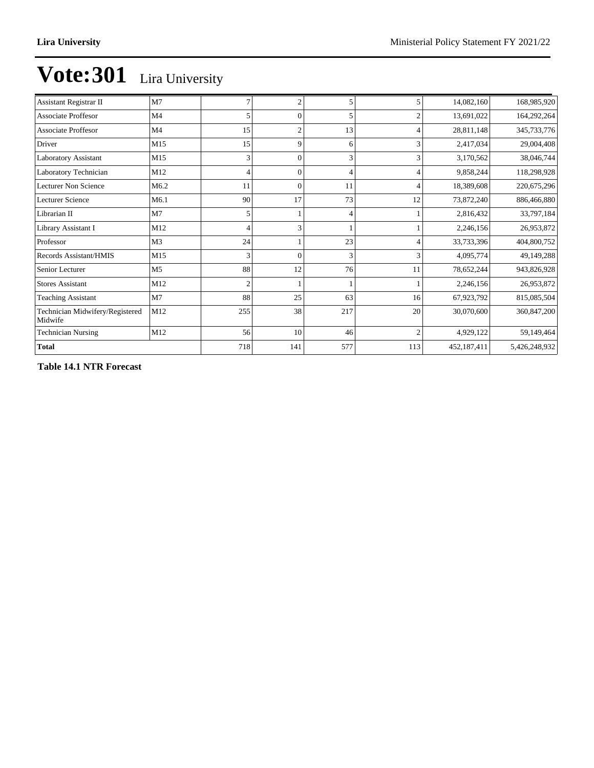# Vote:301 Lira University

| | | | | | | | |
|---|---|---|---|---|---|---|---|
| Assistant Registrar II | M7 | 7 | 2 | 5 | 5 | 14,082,160 | 168,985,920 |
| Associate Proffesor | M4 | 5 | 0 | 5 | 2 | 13,691,022 | 164,292,264 |
| Associate Proffesor | M4 | 15 | 2 | 13 | 4 | 28,811,148 | 345,733,776 |
| Driver | M15 | 15 | 9 | 6 | 3 | 2,417,034 | 29,004,408 |
| Laboratory Assistant | M15 | 3 | 0 | 3 | 3 | 3,170,562 | 38,046,744 |
| Laboratory Technician | M12 | 4 | 0 | 4 | 4 | 9,858,244 | 118,298,928 |
| Lecturer Non Science | M6.2 | 11 | 0 | 11 | 4 | 18,389,608 | 220,675,296 |
| Lecturer Science | M6.1 | 90 | 17 | 73 | 12 | 73,872,240 | 886,466,880 |
| Librarian II | M7 | 5 | 1 | 4 | 1 | 2,816,432 | 33,797,184 |
| Library Assistant I | M12 | 4 | 3 | 1 | 1 | 2,246,156 | 26,953,872 |
| Professor | M3 | 24 | 1 | 23 | 4 | 33,733,396 | 404,800,752 |
| Records Assistant/HMIS | M15 | 3 | 0 | 3 | 3 | 4,095,774 | 49,149,288 |
| Senior Lecturer | M5 | 88 | 12 | 76 | 11 | 78,652,244 | 943,826,928 |
| Stores Assistant | M12 | 2 | 1 | 1 | 1 | 2,246,156 | 26,953,872 |
| Teaching Assistant | M7 | 88 | 25 | 63 | 16 | 67,923,792 | 815,085,504 |
| Technician Midwifery/Registered Midwife | M12 | 255 | 38 | 217 | 20 | 30,070,600 | 360,847,200 |
| Technician Nursing | M12 | 56 | 10 | 46 | 2 | 4,929,122 | 59,149,464 |
| **Total** | | 718 | 141 | 577 | 113 | 452,187,411 | 5,426,248,932 |

**Table 14.1 NTR Forecast**